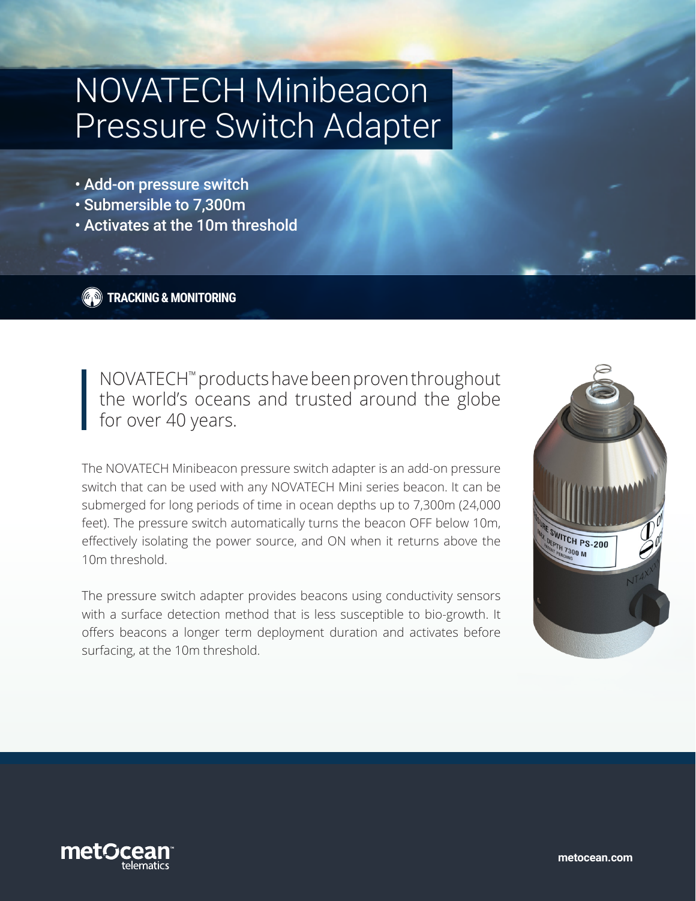# NOVATECH Minibeacon Pressure Switch Adapter

- Add-on pressure switch
- Submersible to 7,300m
- Activates at the 10m threshold

**TRACKING & MONITORING**

> NOVATECH™ products have been proven throughout the world's oceans and trusted around the globe for over 40 years.

The NOVATECH Minibeacon pressure switch adapter is an add-on pressure switch that can be used with any NOVATECH Mini series beacon. It can be submerged for long periods of time in ocean depths up to 7,300m (24,000 feet). The pressure switch automatically turns the beacon OFF below 10m, effectively isolating the power source, and ON when it returns above the 10m threshold.

The pressure switch adapter provides beacons using conductivity sensors with a surface detection method that is less susceptible to bio-growth. It offers beacons a longer term deployment duration and activates before surfacing, at the 10m threshold.

metocean.com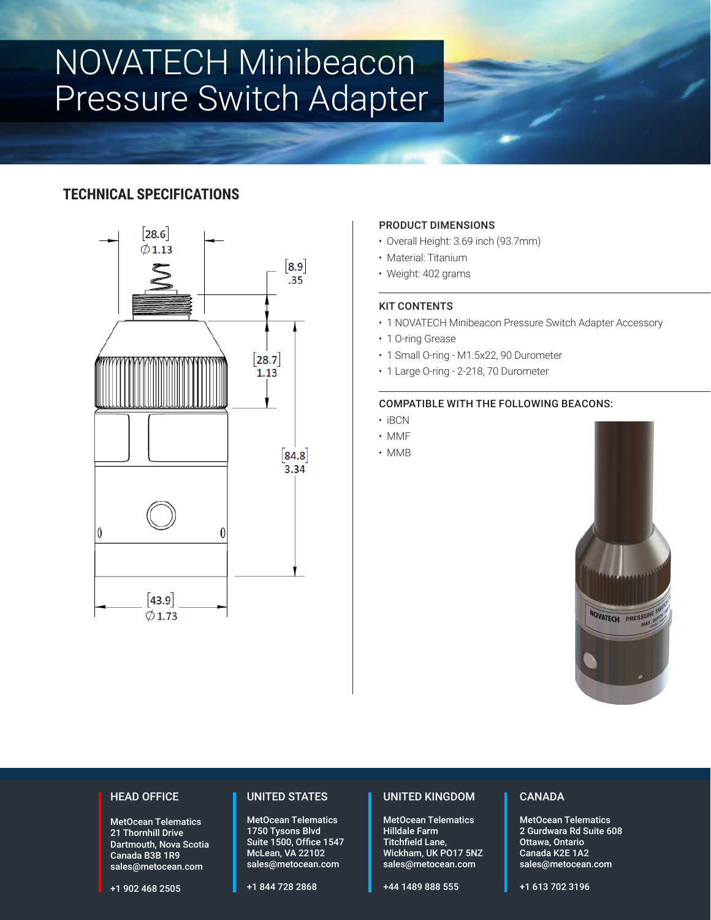# NOVATECH Minibeacon Pressure Switch Adapter

## TECHNICAL SPECIFICATIONS

[28.6]
∅1.13

[8.9]
.35

[28.7]
1.13

[84.8]
3.34

[43.9]
∅1.73

### PRODUCT DIMENSIONS

- Overall Height: 3.69 inch (93.7mm)
- Material: Titanium
- Weight: 402 grams

### KIT CONTENTS

- 1 NOVATECH Minibeacon Pressure Switch Adapter Accessory
- 1 O-ring Grease
- 1 Small O-ring - M1.5x22, 90 Durometer
- 1 Large O-ring - 2-218, 70 Durometer

### COMPATIBLE WITH THE FOLLOWING BEACONS:

- iBCN
- MMF
- MMB

---

**HEAD OFFICE**

MetOcean Telematics
21 Thornhill Drive
Dartmouth, Nova Scotia
Canada B3B 1R9
sales@metocean.com

+1 902 468 2505

**UNITED STATES**

MetOcean Telematics
1750 Tysons Blvd
Suite 1500, Office 1547
McLean, VA 22102
sales@metocean.com

+1 844 728 2868

**UNITED KINGDOM**

MetOcean Telematics
Hilldale Farm
Titchfield Lane,
Wickham, UK PO17 5NZ
sales@metocean.com

+44 1489 888 555

**CANADA**

MetOcean Telematics
2 Gurdwara Rd Suite 608
Ottawa, Ontario
Canada K2E 1A2
sales@metocean.com

+1 613 702 3196